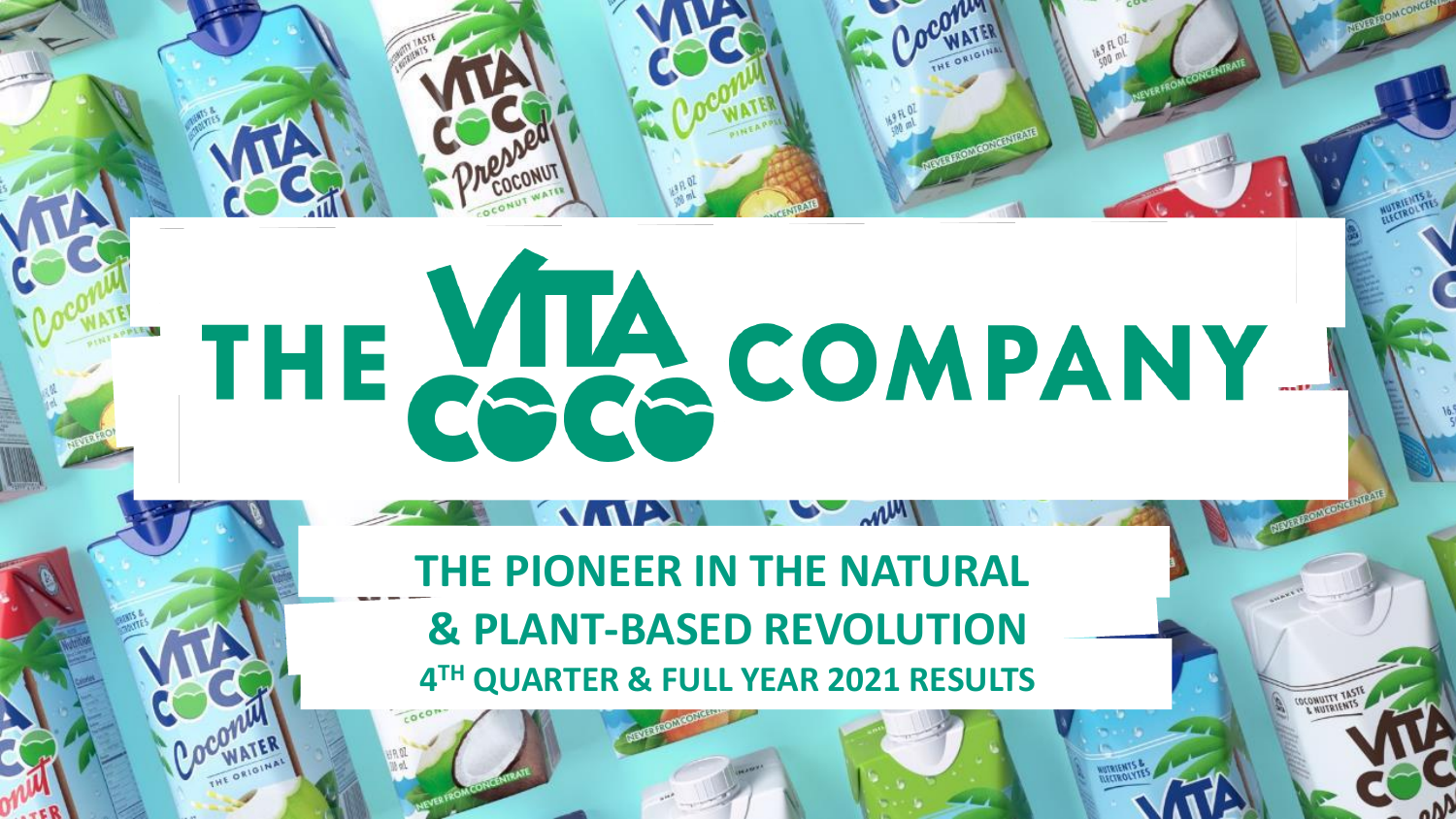# THE VITA COCO COMPANY

## THE PIONEER IN THE NATURAL & PLANT-BASED REVOLUTION

### 4TH QUARTER & FULL YEAR 2021 RESULTS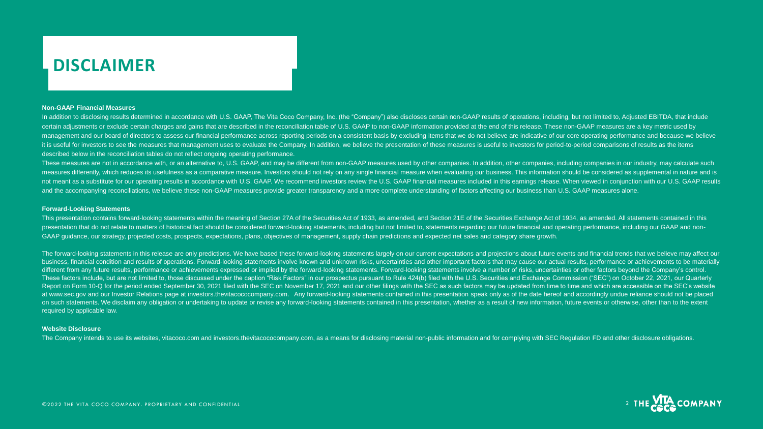# DISCLAIMER

**Non-GAAP Financial Measures**

In addition to disclosing results determined in accordance with U.S. GAAP, The Vita Coco Company, Inc. (the "Company") also discloses certain non-GAAP results of operations, including, but not limited to, Adjusted EBITDA, that include certain adjustments or exclude certain charges and gains that are described in the reconciliation table of U.S. GAAP to non-GAAP information provided at the end of this release. These non-GAAP measures are a key metric used by management and our board of directors to assess our financial performance across reporting periods on a consistent basis by excluding items that we do not believe are indicative of our core operating performance and because we believe it is useful for investors to see the measures that management uses to evaluate the Company. In addition, we believe the presentation of these measures is useful to investors for period-to-period comparisons of results as the items described below in the reconciliation tables do not reflect ongoing operating performance.

These measures are not in accordance with, or an alternative to, U.S. GAAP, and may be different from non-GAAP measures used by other companies. In addition, other companies, including companies in our industry, may calculate such measures differently, which reduces its usefulness as a comparative measure. Investors should not rely on any single financial measure when evaluating our business. This information should be considered as supplemental in nature and is not meant as a substitute for our operating results in accordance with U.S. GAAP. We recommend investors review the U.S. GAAP financial measures included in this earnings release. When viewed in conjunction with our U.S. GAAP results and the accompanying reconciliations, we believe these non-GAAP measures provide greater transparency and a more complete understanding of factors affecting our business than U.S. GAAP measures alone.

**Forward-Looking Statements**

This presentation contains forward-looking statements within the meaning of Section 27A of the Securities Act of 1933, as amended, and Section 21E of the Securities Exchange Act of 1934, as amended. All statements contained in this presentation that do not relate to matters of historical fact should be considered forward-looking statements, including but not limited to, statements regarding our future financial and operating performance, including our GAAP and non-GAAP guidance, our strategy, projected costs, prospects, expectations, plans, objectives of management, supply chain predictions and expected net sales and category share growth.

The forward-looking statements in this release are only predictions. We have based these forward-looking statements largely on our current expectations and projections about future events and financial trends that we believe may affect our business, financial condition and results of operations. Forward-looking statements involve known and unknown risks, uncertainties and other important factors that may cause our actual results, performance or achievements to be materially different from any future results, performance or achievements expressed or implied by the forward-looking statements. Forward-looking statements involve a number of risks, uncertainties or other factors beyond the Company's control. These factors include, but are not limited to, those discussed under the caption "Risk Factors" in our prospectus pursuant to Rule 424(b) filed with the U.S. Securities and Exchange Commission ("SEC") on October 22, 2021, our Quarterly Report on Form 10-Q for the period ended September 30, 2021 filed with the SEC on November 17, 2021 and our other filings with the SEC as such factors may be updated from time to time and which are accessible on the SEC's website at www.sec.gov and our Investor Relations page at investors.thevitacococompany.com. Any forward-looking statements contained in this presentation speak only as of the date hereof and accordingly undue reliance should not be placed on such statements. We disclaim any obligation or undertaking to update or revise any forward-looking statements contained in this presentation, whether as a result of new information, future events or otherwise, other than to the extent required by applicable law.

**Website Disclosure**

The Company intends to use its websites, vitacoco.com and investors.thevitacococompany.com, as a means for disclosing material non-public information and for complying with SEC Regulation FD and other disclosure obligations.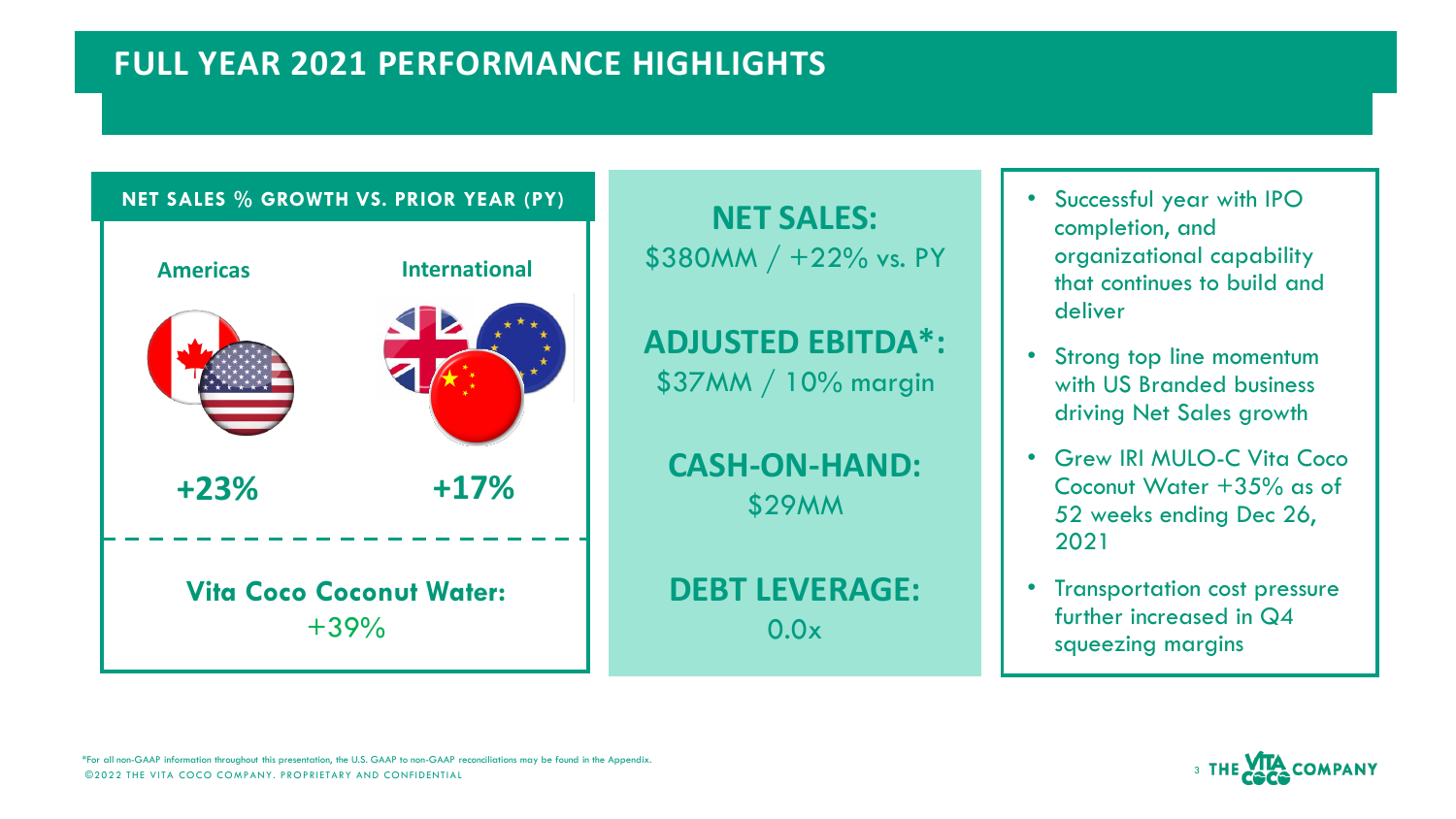# FULL YEAR 2021 PERFORMANCE HIGHLIGHTS

## NET SALES % GROWTH VS. PRIOR YEAR (PY)

| Americas | International |
|---|---|
| **+23%** | **+17%** |

**Vita Coco Coconut Water:**
+39%

**NET SALES:**
$380MM / +22% vs. PY

**ADJUSTED EBITDA*:**
$37MM / 10% margin

**CASH-ON-HAND:**
$29MM

**DEBT LEVERAGE:**
0.0x

- Successful year with IPO completion, and organizational capability that continues to build and deliver
- Strong top line momentum with US Branded business driving Net Sales growth
- Grew IRI MULO-C Vita Coco Coconut Water +35% as of 52 weeks ending Dec 26, 2021
- Transportation cost pressure further increased in Q4 squeezing margins

*For all non-GAAP information throughout this presentation, the U.S. GAAP to non-GAAP reconciliations may be found in the Appendix.
©2022 THE VITA COCO COMPANY. PROPRIETARY AND CONFIDENTIAL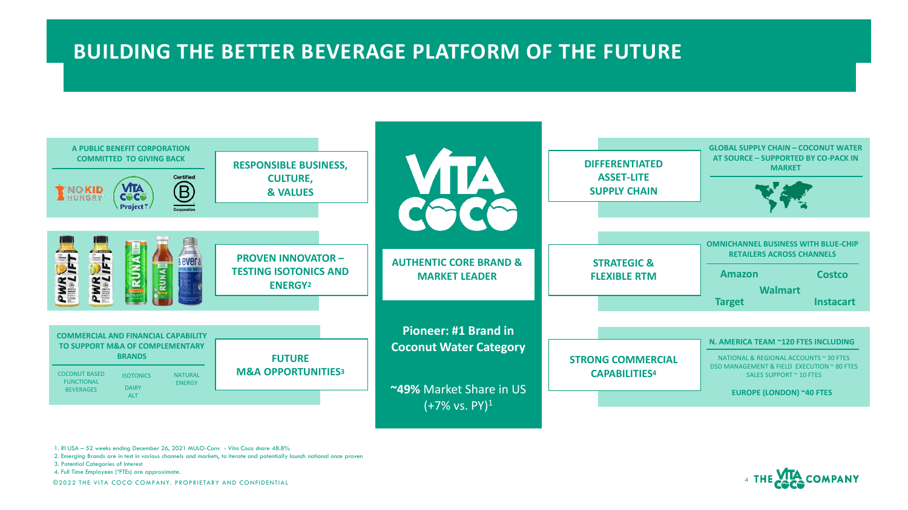# BUILDING THE BETTER BEVERAGE PLATFORM OF THE FUTURE

**A PUBLIC BENEFIT CORPORATION COMMITTED TO GIVING BACK**

NO KID HUNGRY · VITA COCO Project · Certified B Corporation

**RESPONSIBLE BUSINESS, CULTURE, & VALUES**

**PROVEN INNOVATOR – TESTING ISOTONICS AND ENERGY[2]**

**COMMERCIAL AND FINANCIAL CAPABILITY TO SUPPORT M&A OF COMPLEMENTARY BRANDS**

- COCONUT BASED FUNCTIONAL BEVERAGES
- ISOTONICS
- NATURAL ENERGY
- DAIRY ALT

**FUTURE M&A OPPORTUNITIES[3]**

**VITA COCO**

**AUTHENTIC CORE BRAND & MARKET LEADER**

**Pioneer: #1 Brand in Coconut Water Category**

**~49%** Market Share in US (+7% vs. PY)[1]

**DIFFERENTIATED ASSET-LITE SUPPLY CHAIN**

**GLOBAL SUPPLY CHAIN – COCONUT WATER AT SOURCE – SUPPORTED BY CO-PACK IN MARKET**

**STRATEGIC & FLEXIBLE RTM**

**OMNICHANNEL BUSINESS WITH BLUE-CHIP RETAILERS ACROSS CHANNELS**

Amazon · Costco · Walmart · Target · Instacart

**STRONG COMMERCIAL CAPABILITIES[4]**

**N. AMERICA TEAM ~120 FTES INCLUDING**

- NATIONAL & REGIONAL ACCOUNTS ~ 30 FTES
- DSD MANAGEMENT & FIELD EXECUTION ~ 80 FTES
- SALES SUPPORT ~ 10 FTES

**EUROPE (LONDON) ~40 FTES**

1. RI USA – 52 weeks ending December 26, 2021 MULO-Conv - Vita Coco share 48.8%
2. Emerging Brands are in test in various channels and markets, to iterate and potentially launch national once proven
3. Potential Categories of Interest
4. Full Time Employees ("FTEs) are approximate.

©2022 THE VITA COCO COMPANY. PROPRIETARY AND CONFIDENTIAL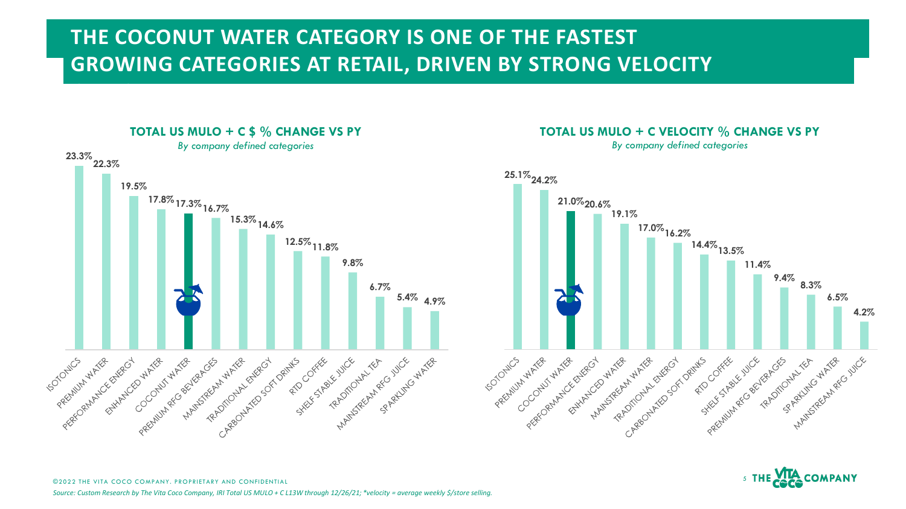# THE COCONUT WATER CATEGORY IS ONE OF THE FASTEST GROWING CATEGORIES AT RETAIL, DRIVEN BY STRONG VELOCITY

## TOTAL US MULO + C $ % CHANGE VS PY

*By company defined categories*

| Category | $ % Change vs PY |
|---|---|
| ISOTONICS | 23.3% |
| PREMIUM WATER | 22.3% |
| PERFORMANCE ENERGY | 19.5% |
| ENHANCED WATER | 17.8% |
| COCONUT WATER | 17.3% |
| PREMIUM RFG BEVERAGES | 16.7% |
| MAINSTREAM WATER | 15.3% |
| TRADITIONAL ENERGY | 14.6% |
| CARBONATED SOFT DRINKS | 12.5% |
| RTD COFFEE | 11.8% |
| SHELF STABLE JUICE | 9.8% |
| TRADITIONAL TEA | 6.7% |
| MAINSTREAM RFG JUICE | 5.4% |
| SPARKLING WATER | 4.9% |

## TOTAL US MULO + C VELOCITY % CHANGE VS PY

*By company defined categories*

| Category | Velocity % Change vs PY |
|---|---|
| ISOTONICS | 25.1% |
| PREMIUM WATER | 24.2% |
| COCONUT WATER | 21.0% |
| PERFORMANCE ENERGY | 20.6% |
| ENHANCED WATER | 19.1% |
| MAINSTREAM WATER | 17.0% |
| TRADITIONAL ENERGY | 16.2% |
| CARBONATED SOFT DRINKS | 14.4% |
| RTD COFFEE | 13.5% |
| SHELF STABLE JUICE | 11.4% |
| PREMIUM RFG BEVERAGES | 9.4% |
| TRADITIONAL TEA | 8.3% |
| SPARKLING WATER | 6.5% |
| MAINSTREAM RFG JUICE | 4.2% |

©2022 THE VITA COCO COMPANY. PROPRIETARY AND CONFIDENTIAL

*Source: Custom Research by The Vita Coco Company, IRI Total US MULO + C L13W through 12/26/21; *velocity = average weekly $/store selling.*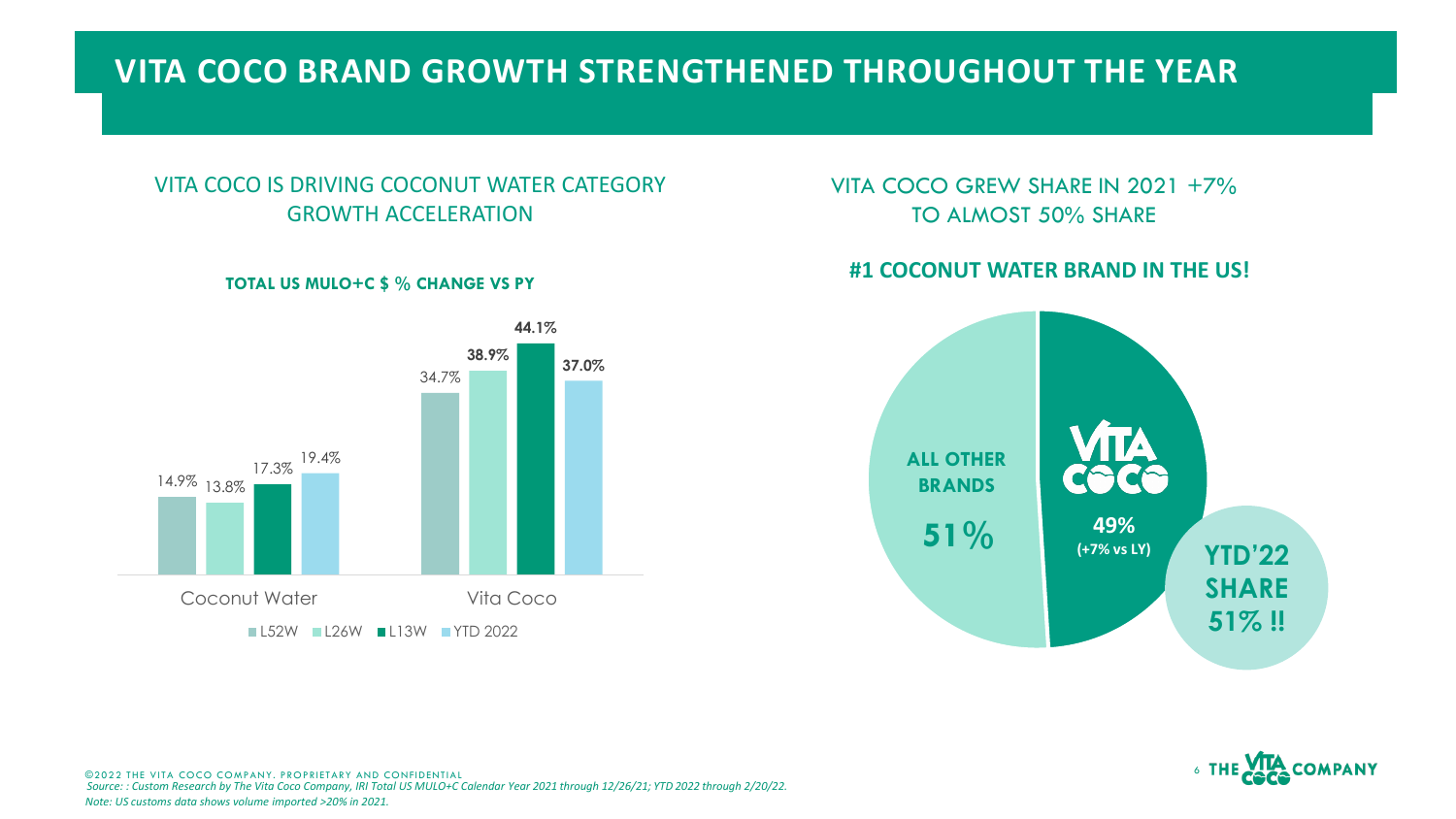# VITA COCO BRAND GROWTH STRENGTHENED THROUGHOUT THE YEAR

## VITA COCO IS DRIVING COCONUT WATER CATEGORY GROWTH ACCELERATION

**TOTAL US MULO+C $ % CHANGE VS PY**

| | L52W | L26W | L13W | YTD 2022 |
|---|---|---|---|---|
| Coconut Water | 14.9% | 13.8% | 17.3% | 19.4% |
| Vita Coco | 34.7% | **38.9%** | **44.1%** | **37.0%** |

## VITA COCO GREW SHARE IN 2021 +7% TO ALMOST 50% SHARE

**#1 COCONUT WATER BRAND IN THE US!**

- **ALL OTHER BRANDS 51%**
- **VITA COCO 49% (+7% vs LY)**

**YTD'22 SHARE 51% !!**

©2022 THE VITA COCO COMPANY. PROPRIETARY AND CONFIDENTIAL

*Source: : Custom Research by The Vita Coco Company, IRI Total US MULO+C Calendar Year 2021 through 12/26/21; YTD 2022 through 2/20/22.*

*Note: US customs data shows volume imported >20% in 2021.*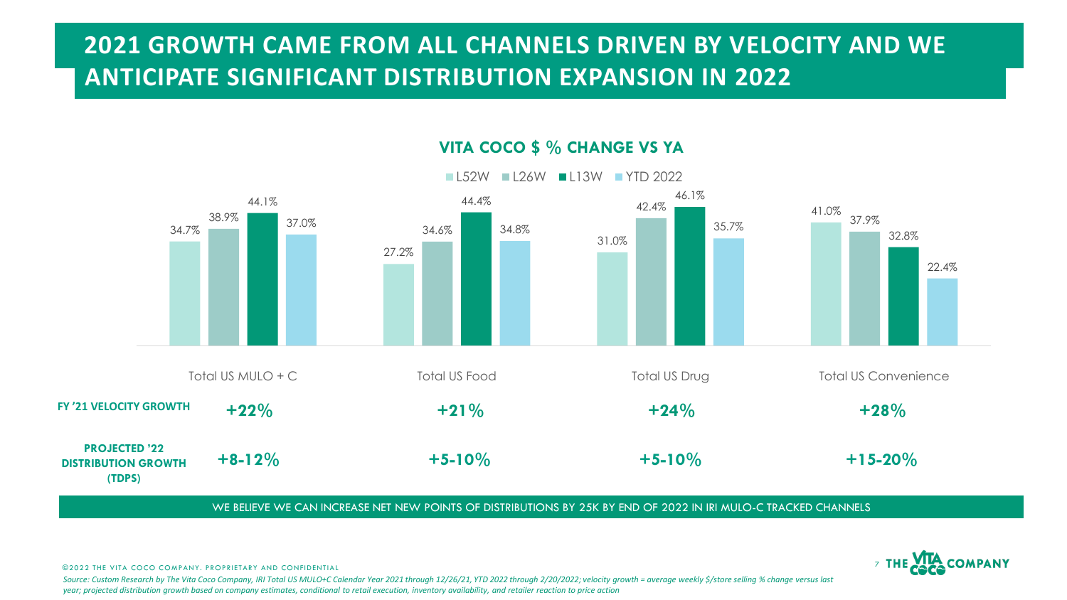# 2021 GROWTH CAME FROM ALL CHANNELS DRIVEN BY VELOCITY AND WE ANTICIPATE SIGNIFICANT DISTRIBUTION EXPANSION IN 2022

## VITA COCO $ % CHANGE VS YA

| | L52W | L26W | L13W | YTD 2022 |
|---|---|---|---|---|
| Total US MULO + C | 34.7% | 38.9% | 44.1% | 37.0% |
| Total US Food | 27.2% | 34.6% | 44.4% | 34.8% |
| Total US Drug | 31.0% | 42.4% | 46.1% | 35.7% |
| Total US Convenience | 41.0% | 37.9% | 32.8% | 22.4% |

| | Total US MULO + C | Total US Food | Total US Drug | Total US Convenience |
|---|---|---|---|---|
| **FY '21 VELOCITY GROWTH** | **+22%** | **+21%** | **+24%** | **+28%** |
| **PROJECTED '22 DISTRIBUTION GROWTH (TDPS)** | **+8-12%** | **+5-10%** | **+5-10%** | **+15-20%** |

WE BELIEVE WE CAN INCREASE NET NEW POINTS OF DISTRIBUTIONS BY 25K BY END OF 2022 IN IRI MULO-C TRACKED CHANNELS

©2022 THE VITA COCO COMPANY. PROPRIETARY AND CONFIDENTIAL

*Source: Custom Research by The Vita Coco Company, IRI Total US MULO+C Calendar Year 2021 through 12/26/21, YTD 2022 through 2/20/2022; velocity growth = average weekly $/store selling % change versus last year; projected distribution growth based on company estimates, conditional to retail execution, inventory availability, and retailer reaction to price action*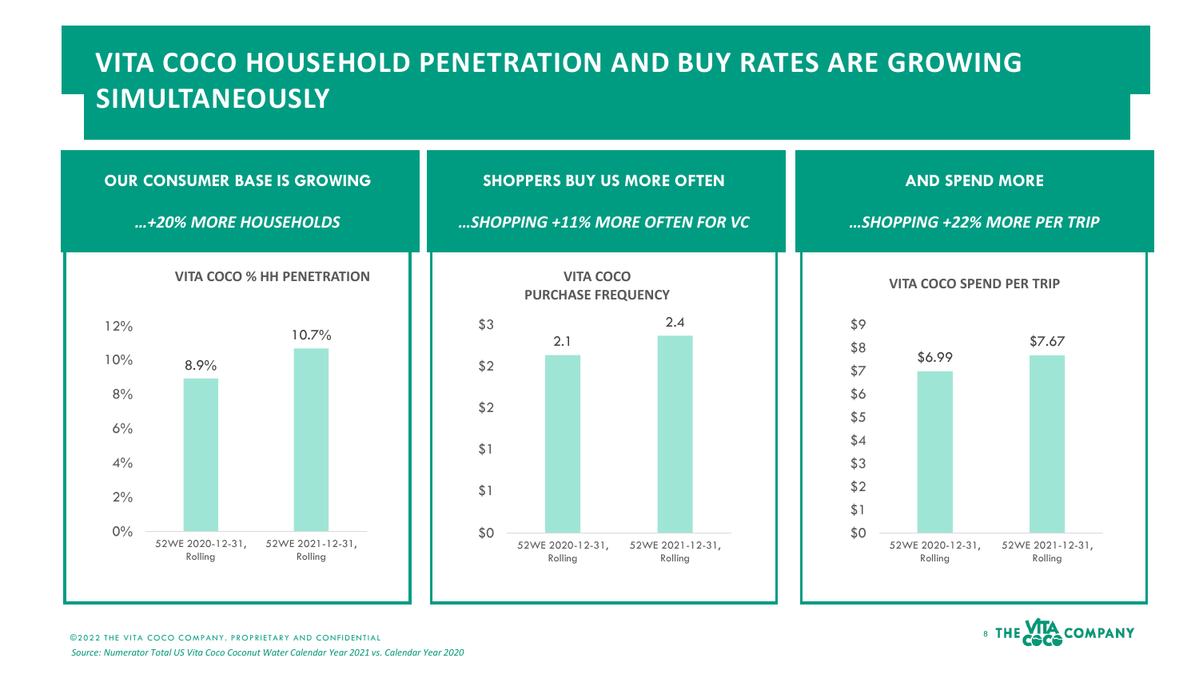# VITA COCO HOUSEHOLD PENETRATION AND BUY RATES ARE GROWING SIMULTANEOUSLY

## OUR CONSUMER BASE IS GROWING

*…+20% MORE HOUSEHOLDS*

**VITA COCO % HH PENETRATION**

| Period | % HH Penetration |
| --- | --- |
| 52WE 2020-12-31, Rolling | 8.9% |
| 52WE 2021-12-31, Rolling | 10.7% |

## SHOPPERS BUY US MORE OFTEN

*…SHOPPING +11% MORE OFTEN FOR VC*

**VITA COCO PURCHASE FREQUENCY**

| Period | Purchase Frequency |
| --- | --- |
| 52WE 2020-12-31, Rolling | 2.1 |
| 52WE 2021-12-31, Rolling | 2.4 |

## AND SPEND MORE

*…SHOPPING +22% MORE PER TRIP*

**VITA COCO SPEND PER TRIP**

| Period | Spend Per Trip |
| --- | --- |
| 52WE 2020-12-31, Rolling | $6.99 |
| 52WE 2021-12-31, Rolling | $7.67 |

©2022 THE VITA COCO COMPANY. PROPRIETARY AND CONFIDENTIAL

*Source: Numerator Total US Vita Coco Coconut Water Calendar Year 2021 vs. Calendar Year 2020*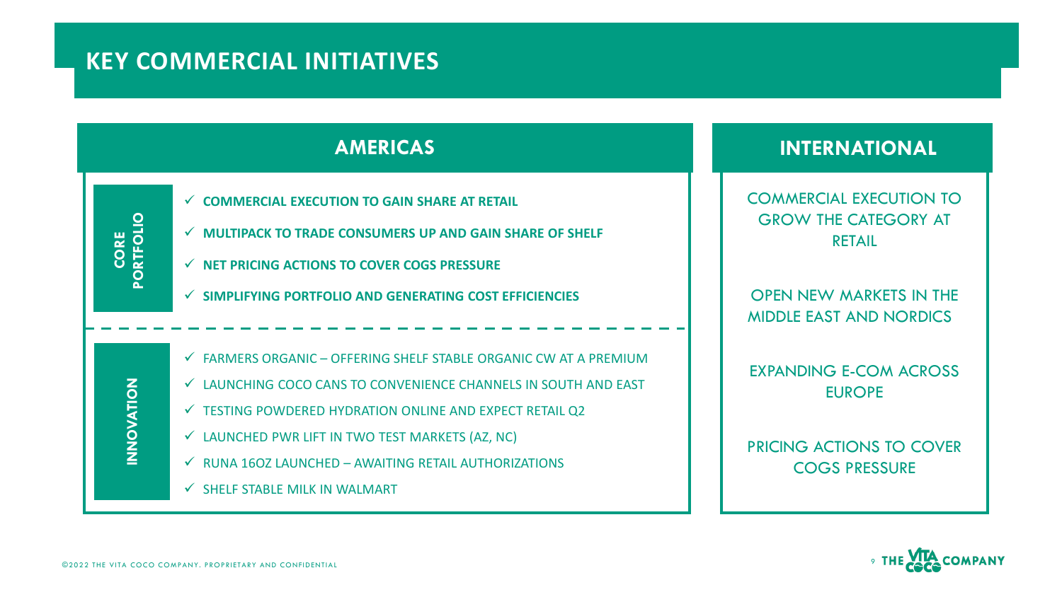# KEY COMMERCIAL INITIATIVES

## AMERICAS

### CORE PORTFOLIO

- **COMMERCIAL EXECUTION TO GAIN SHARE AT RETAIL**
- **MULTIPACK TO TRADE CONSUMERS UP AND GAIN SHARE OF SHELF**
- **NET PRICING ACTIONS TO COVER COGS PRESSURE**
- **SIMPLIFYING PORTFOLIO AND GENERATING COST EFFICIENCIES**

### INNOVATION

- FARMERS ORGANIC – OFFERING SHELF STABLE ORGANIC CW AT A PREMIUM
- LAUNCHING COCO CANS TO CONVENIENCE CHANNELS IN SOUTH AND EAST
- TESTING POWDERED HYDRATION ONLINE AND EXPECT RETAIL Q2
- LAUNCHED PWR LIFT IN TWO TEST MARKETS (AZ, NC)
- RUNA 16OZ LAUNCHED – AWAITING RETAIL AUTHORIZATIONS
- SHELF STABLE MILK IN WALMART

## INTERNATIONAL

COMMERCIAL EXECUTION TO GROW THE CATEGORY AT RETAIL

OPEN NEW MARKETS IN THE MIDDLE EAST AND NORDICS

EXPANDING E-COM ACROSS EUROPE

PRICING ACTIONS TO COVER COGS PRESSURE

©2022 THE VITA COCO COMPANY. PROPRIETARY AND CONFIDENTIAL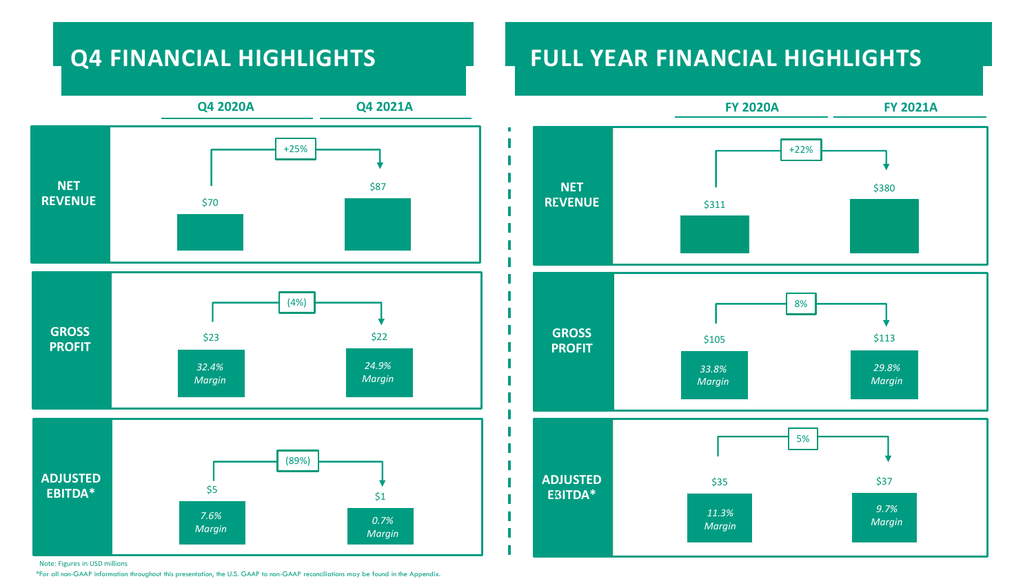## Q4 FINANCIAL HIGHLIGHTS

| | Q4 2020A | Q4 2021A | Change |
|---|---|---|---|
| **NET REVENUE** | $70 | $87 | +25% |
| **GROSS PROFIT** | $23 (*32.4% Margin*) | $22 (*24.9% Margin*) | (4%) |
| **ADJUSTED EBITDA*** | $5 (*7.6% Margin*) | $1 (*0.7% Margin*) | (89%) |

## FULL YEAR FINANCIAL HIGHLIGHTS

| | FY 2020A | FY 2021A | Change |
|---|---|---|---|
| **NET REVENUE** | $311 | $380 | +22% |
| **GROSS PROFIT** | $105 (*33.8% Margin*) | $113 (*29.8% Margin*) | 8% |
| **ADJUSTED EBITDA*** | $35 (*11.3% Margin*) | $37 (*9.7% Margin*) | 5% |

Note: Figures in USD millions

*For all non-GAAP information throughout this presentation, the U.S. GAAP to non-GAAP reconciliations may be found in the Appendix.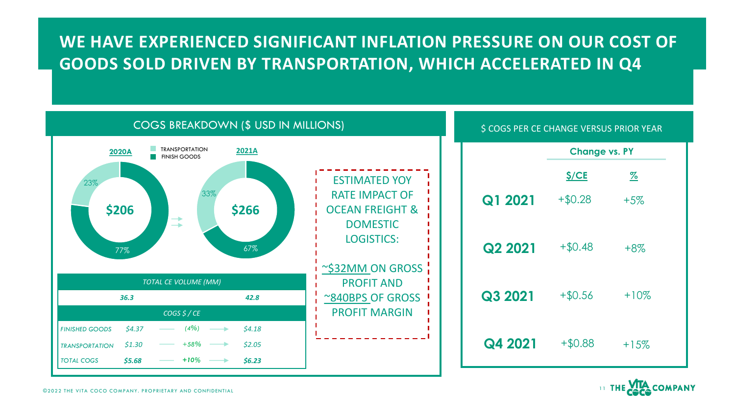# WE HAVE EXPERIENCED SIGNIFICANT INFLATION PRESSURE ON OUR COST OF GOODS SOLD DRIVEN BY TRANSPORTATION, WHICH ACCELERATED IN Q4

## COGS BREAKDOWN ($ USD IN MILLIONS)

TRANSPORTATION
FINISH GOODS

| | 2020A | 2021A |
|---|---|---|
| Total COGS | $206 | $266 |
| Transportation | 23% | 33% |
| Finish Goods | 77% | 67% |

| | 2020A | | 2021A |
|---|---|---|---|
| *TOTAL CE VOLUME (MM)* | | | |
| | *36.3* | | *42.8* |
| *COGS $ / CE* | | | |
| *FINISHED GOODS* | *$4.37* | *(4%)* | *$4.18* |
| *TRANSPORTATION* | *$1.30* | *+58%* | *$2.05* |
| *TOTAL COGS* | ***$5.68*** | ***+10%*** | ***$6.23*** |

ESTIMATED YOY RATE IMPACT OF OCEAN FREIGHT & DOMESTIC LOGISTICS:

~$32MM ON GROSS PROFIT AND ~840BPS OF GROSS PROFIT MARGIN

## $ COGS PER CE CHANGE VERSUS PRIOR YEAR

| | Change vs. PY | |
|---|---|---|
| | $/CE | % |
| **Q1 2021** | +$0.28 | +5% |
| **Q2 2021** | +$0.48 | +8% |
| **Q3 2021** | +$0.56 | +10% |
| **Q4 2021** | +$0.88 | +15% |

©2022 THE VITA COCO COMPANY. PROPRIETARY AND CONFIDENTIAL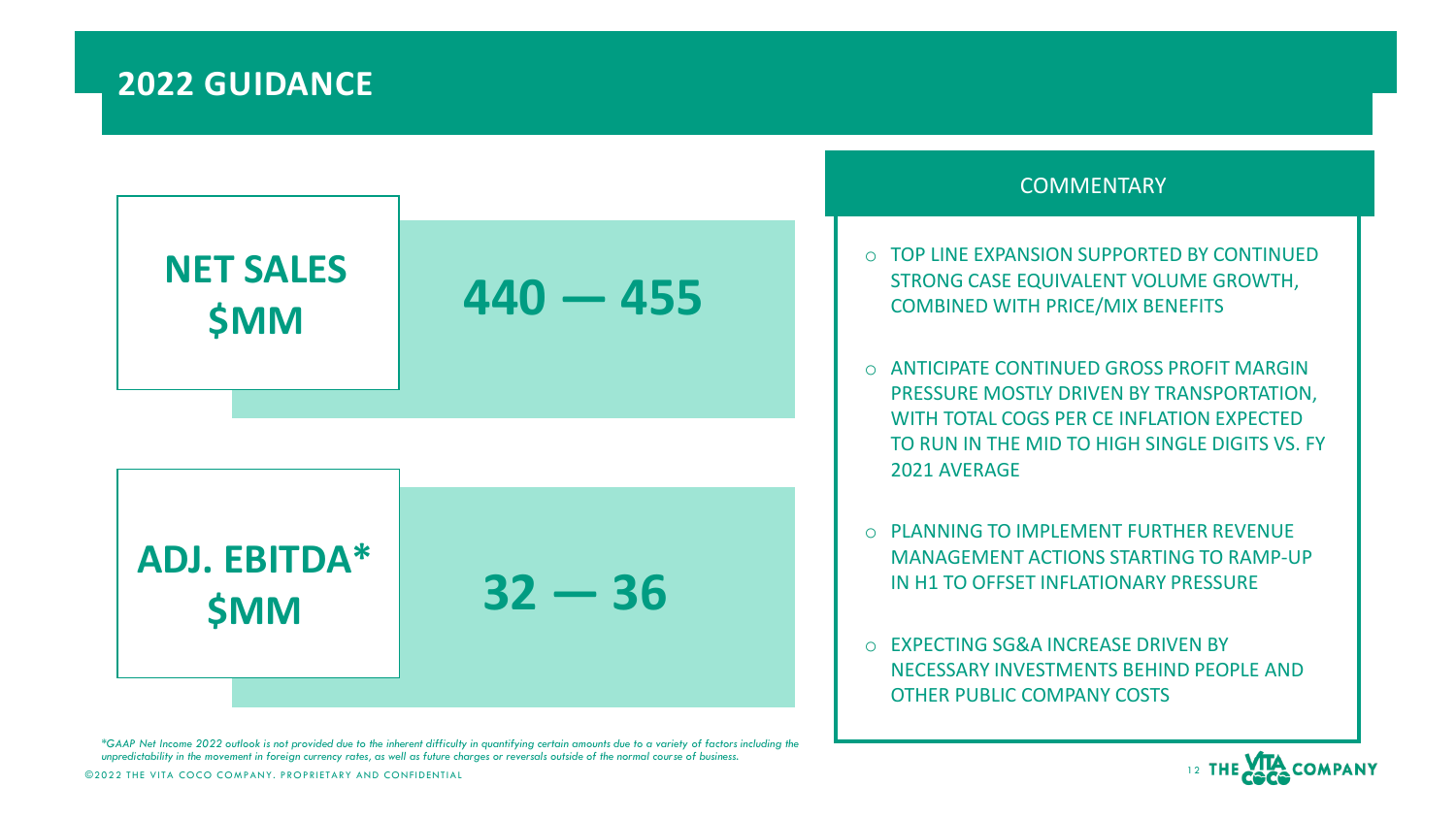# 2022 GUIDANCE

| | |
|---|---|
| **NET SALES $MM** | **440 — 455** |
| **ADJ. EBITDA* $MM** | **32 — 36** |

## COMMENTARY

- TOP LINE EXPANSION SUPPORTED BY CONTINUED STRONG CASE EQUIVALENT VOLUME GROWTH, COMBINED WITH PRICE/MIX BENEFITS
- ANTICIPATE CONTINUED GROSS PROFIT MARGIN PRESSURE MOSTLY DRIVEN BY TRANSPORTATION, WITH TOTAL COGS PER CE INFLATION EXPECTED TO RUN IN THE MID TO HIGH SINGLE DIGITS VS. FY 2021 AVERAGE
- PLANNING TO IMPLEMENT FURTHER REVENUE MANAGEMENT ACTIONS STARTING TO RAMP-UP IN H1 TO OFFSET INFLATIONARY PRESSURE
- EXPECTING SG&A INCREASE DRIVEN BY NECESSARY INVESTMENTS BEHIND PEOPLE AND OTHER PUBLIC COMPANY COSTS

*\*GAAP Net Income 2022 outlook is not provided due to the inherent difficulty in quantifying certain amounts due to a variety of factors including the unpredictability in the movement in foreign currency rates, as well as future charges or reversals outside of the normal course of business.*

©2022 THE VITA COCO COMPANY. PROPRIETARY AND CONFIDENTIAL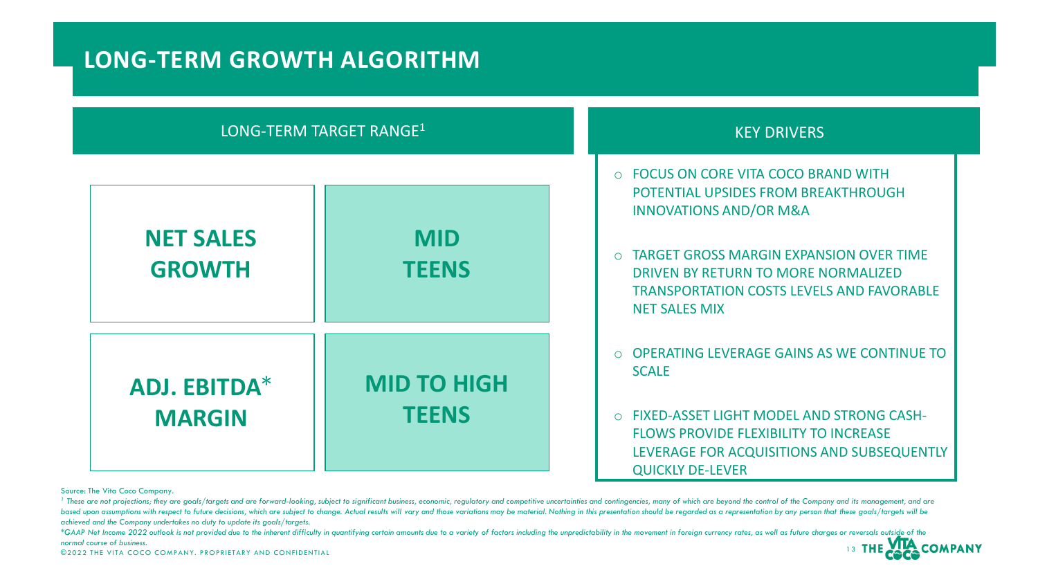# LONG-TERM GROWTH ALGORITHM

| LONG-TERM TARGET RANGE[1] | |
|---|---|
| **NET SALES GROWTH** | **MID TEENS** |
| **ADJ. EBITDA* MARGIN** | **MID TO HIGH TEENS** |

## KEY DRIVERS

- FOCUS ON CORE VITA COCO BRAND WITH POTENTIAL UPSIDES FROM BREAKTHROUGH INNOVATIONS AND/OR M&A
- TARGET GROSS MARGIN EXPANSION OVER TIME DRIVEN BY RETURN TO MORE NORMALIZED TRANSPORTATION COSTS LEVELS AND FAVORABLE NET SALES MIX
- OPERATING LEVERAGE GAINS AS WE CONTINUE TO SCALE
- FIXED-ASSET LIGHT MODEL AND STRONG CASH-FLOWS PROVIDE FLEXIBILITY TO INCREASE LEVERAGE FOR ACQUISITIONS AND SUBSEQUENTLY QUICKLY DE-LEVER

Source: The Vita Coco Company.

*[1] These are not projections; they are goals/targets and are forward-looking, subject to significant business, economic, regulatory and competitive uncertainties and contingencies, many of which are beyond the control of the Company and its management, and are based upon assumptions with respect to future decisions, which are subject to change. Actual results will vary and those variations may be material. Nothing in this presentation should be regarded as a representation by any person that these goals/targets will be achieved and the Company undertakes no duty to update its goals/targets.*

**GAAP Net Income 2022 outlook is not provided due to the inherent difficulty in quantifying certain amounts due to a variety of factors including the unpredictability in the movement in foreign currency rates, as well as future charges or reversals outside of the normal course of business.*

©2022 THE VITA COCO COMPANY. PROPRIETARY AND CONFIDENTIAL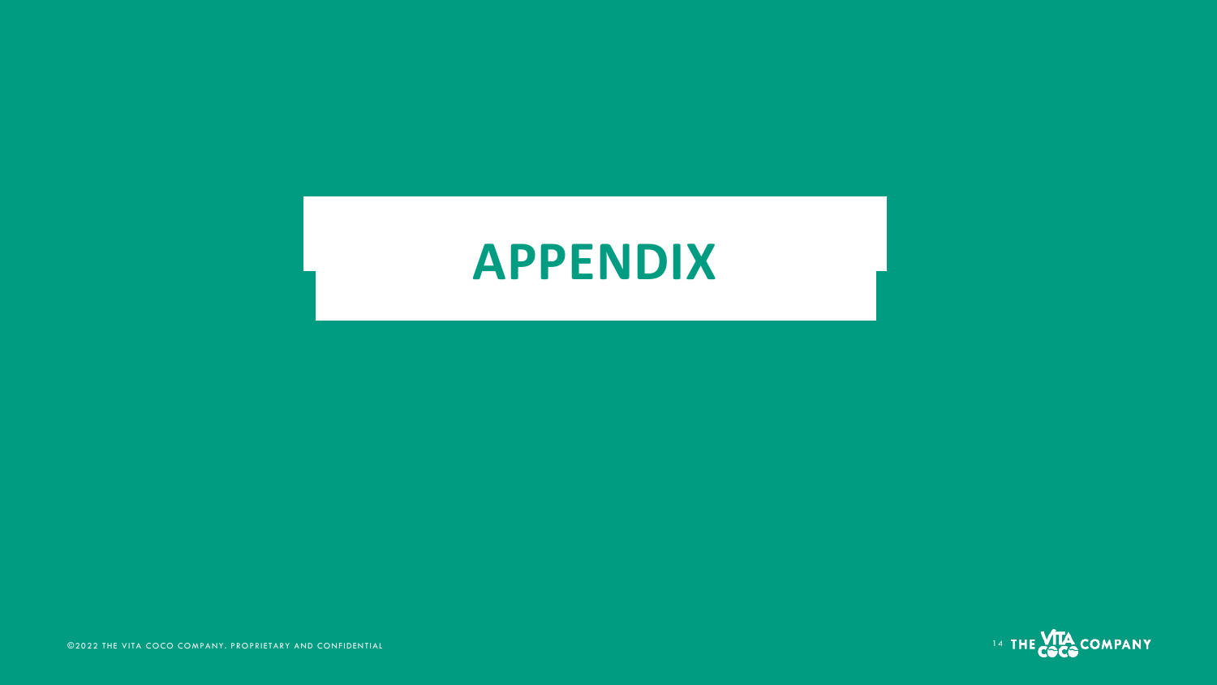# APPENDIX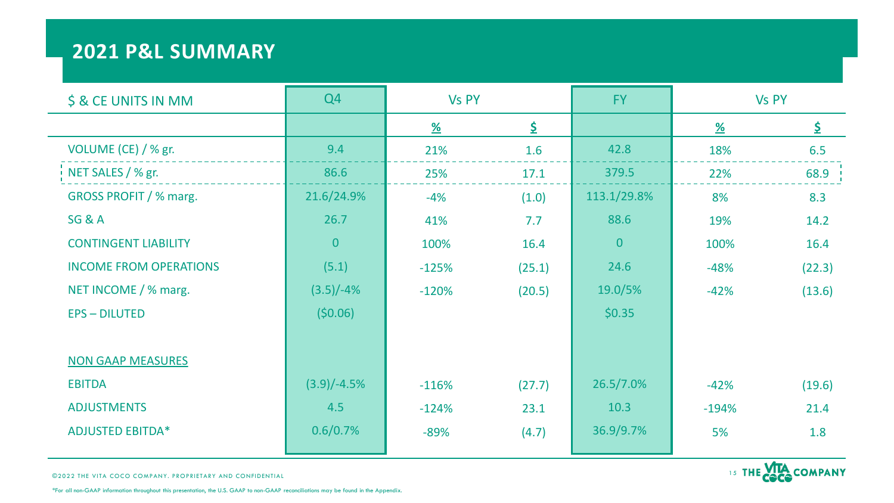## 2021 P&L SUMMARY

| $ & CE UNITS IN MM | Q4 | Vs PY | | FY | Vs PY | |
|---|---|---|---|---|---|---|
| | | % | $ | | % | $ |
| VOLUME (CE) / % gr. | 9.4 | 21% | 1.6 | 42.8 | 18% | 6.5 |
| NET SALES / % gr. | 86.6 | 25% | 17.1 | 379.5 | 22% | 68.9 |
| GROSS PROFIT / % marg. | 21.6/24.9% | -4% | (1.0) | 113.1/29.8% | 8% | 8.3 |
| SG & A | 26.7 | 41% | 7.7 | 88.6 | 19% | 14.2 |
| CONTINGENT LIABILITY | 0 | 100% | 16.4 | 0 | 100% | 16.4 |
| INCOME FROM OPERATIONS | (5.1) | -125% | (25.1) | 24.6 | -48% | (22.3) |
| NET INCOME / % marg. | (3.5)/-4% | -120% | (20.5) | 19.0/5% | -42% | (13.6) |
| EPS – DILUTED | ($0.06) | | | $0.35 | | |
| | | | | | | |
| NON GAAP MEASURES | | | | | | |
| EBITDA | (3.9)/-4.5% | -116% | (27.7) | 26.5/7.0% | -42% | (19.6) |
| ADJUSTMENTS | 4.5 | -124% | 23.1 | 10.3 | -194% | 21.4 |
| ADJUSTED EBITDA* | 0.6/0.7% | -89% | (4.7) | 36.9/9.7% | 5% | 1.8 |

©2022 THE VITA COCO COMPANY. PROPRIETARY AND CONFIDENTIAL

*For all non-GAAP information throughout this presentation, the U.S. GAAP to non-GAAP reconciliations may be found in the Appendix.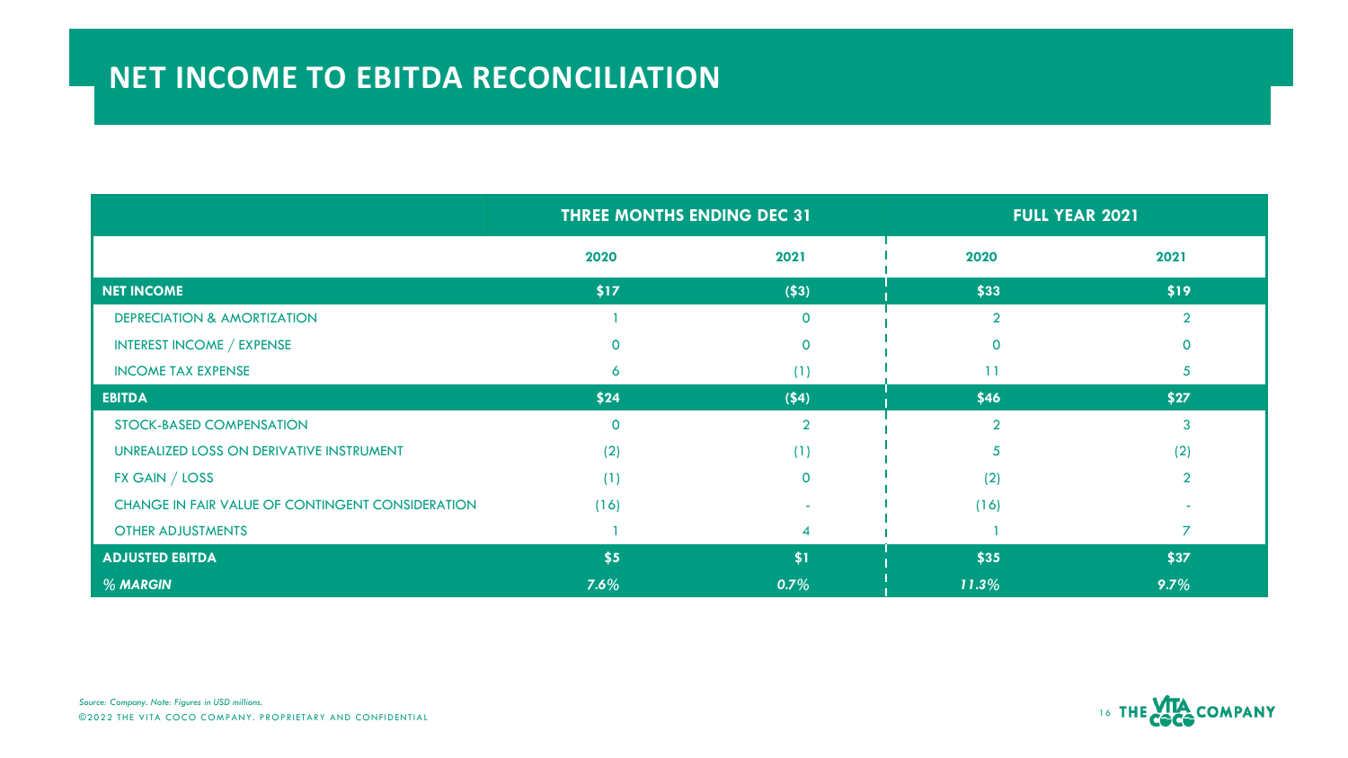# NET INCOME TO EBITDA RECONCILIATION

| | THREE MONTHS ENDING DEC 31 | | FULL YEAR 2021 | |
|---|---|---|---|---|
| | 2020 | 2021 | 2020 | 2021 |
| **NET INCOME** | **$17** | **($3)** | **$33** | **$19** |
| DEPRECIATION & AMORTIZATION | 1 | 0 | 2 | 2 |
| INTEREST INCOME / EXPENSE | 0 | 0 | 0 | 0 |
| INCOME TAX EXPENSE | 6 | (1) | 11 | 5 |
| **EBITDA** | **$24** | **($4)** | **$46** | **$27** |
| STOCK-BASED COMPENSATION | 0 | 2 | 2 | 3 |
| UNREALIZED LOSS ON DERIVATIVE INSTRUMENT | (2) | (1) | 5 | (2) |
| FX GAIN / LOSS | (1) | 0 | (2) | 2 |
| CHANGE IN FAIR VALUE OF CONTINGENT CONSIDERATION | (16) | - | (16) | - |
| OTHER ADJUSTMENTS | 1 | 4 | 1 | 7 |
| **ADJUSTED EBITDA** | **$5** | **$1** | **$35** | **$37** |
| ***% MARGIN*** | ***7.6%*** | ***0.7%*** | ***11.3%*** | ***9.7%*** |

*Source: Company. Note: Figures in USD millions.*

©2022 THE VITA COCO COMPANY. PROPRIETARY AND CONFIDENTIAL